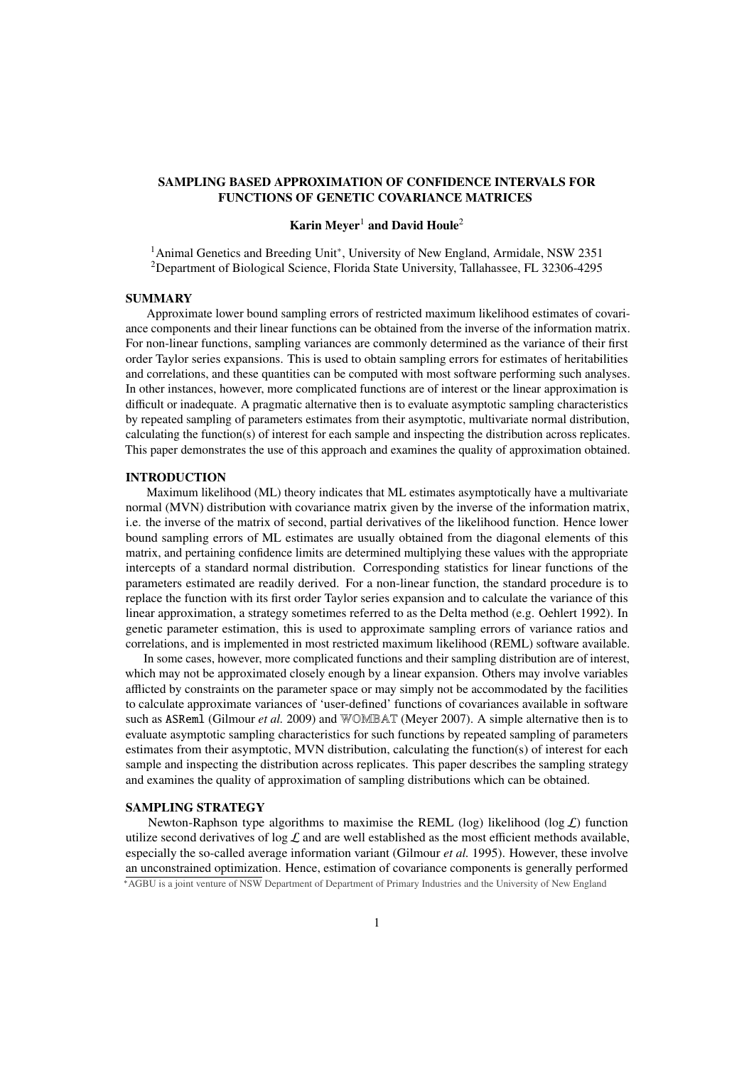# SAMPLING BASED APPROXIMATION OF CONFIDENCE INTERVALS FOR FUNCTIONS OF GENETIC COVARIANCE MATRICES

**Karin Meyer**[1] **and David Houle**[2]

[1]Animal Genetics and Breeding Unit*, University of New England, Armidale, NSW 2351
[2]Department of Biological Science, Florida State University, Tallahassee, FL 32306-4295

## SUMMARY

Approximate lower bound sampling errors of restricted maximum likelihood estimates of covariance components and their linear functions can be obtained from the inverse of the information matrix. For non-linear functions, sampling variances are commonly determined as the variance of their first order Taylor series expansions. This is used to obtain sampling errors for estimates of heritabilities and correlations, and these quantities can be computed with most software performing such analyses. In other instances, however, more complicated functions are of interest or the linear approximation is difficult or inadequate. A pragmatic alternative then is to evaluate asymptotic sampling characteristics by repeated sampling of parameters estimates from their asymptotic, multivariate normal distribution, calculating the function(s) of interest for each sample and inspecting the distribution across replicates. This paper demonstrates the use of this approach and examines the quality of approximation obtained.

## INTRODUCTION

Maximum likelihood (ML) theory indicates that ML estimates asymptotically have a multivariate normal (MVN) distribution with covariance matrix given by the inverse of the information matrix, i.e. the inverse of the matrix of second, partial derivatives of the likelihood function. Hence lower bound sampling errors of ML estimates are usually obtained from the diagonal elements of this matrix, and pertaining confidence limits are determined multiplying these values with the appropriate intercepts of a standard normal distribution. Corresponding statistics for linear functions of the parameters estimated are readily derived. For a non-linear function, the standard procedure is to replace the function with its first order Taylor series expansion and to calculate the variance of this linear approximation, a strategy sometimes referred to as the Delta method (e.g. Oehlert 1992). In genetic parameter estimation, this is used to approximate sampling errors of variance ratios and correlations, and is implemented in most restricted maximum likelihood (REML) software available.

In some cases, however, more complicated functions and their sampling distribution are of interest, which may not be approximated closely enough by a linear expansion. Others may involve variables afflicted by constraints on the parameter space or may simply not be accommodated by the facilities to calculate approximate variances of 'user-defined' functions of covariances available in software such as `ASReml` (Gilmour *et al.* 2009) and WOMBAT (Meyer 2007). A simple alternative then is to evaluate asymptotic sampling characteristics for such functions by repeated sampling of parameters estimates from their asymptotic, MVN distribution, calculating the function(s) of interest for each sample and inspecting the distribution across replicates. This paper describes the sampling strategy and examines the quality of approximation of sampling distributions which can be obtained.

## SAMPLING STRATEGY

Newton-Raphson type algorithms to maximise the REML (log) likelihood ($\log \mathcal{L}$) function utilize second derivatives of $\log \mathcal{L}$ and are well established as the most efficient methods available, especially the so-called average information variant (Gilmour *et al.* 1995). However, these involve an unconstrained optimization. Hence, estimation of covariance components is generally performed

*AGBU is a joint venture of NSW Department of Department of Primary Industries and the University of New England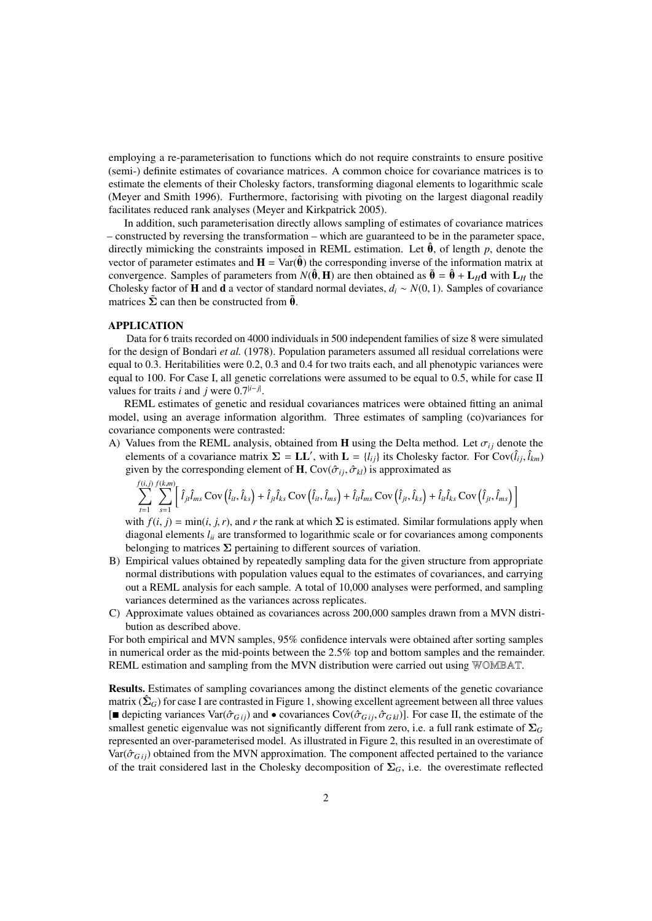employing a re-parameterisation to functions which do not require constraints to ensure positive (semi-) definite estimates of covariance matrices. A common choice for covariance matrices is to estimate the elements of their Cholesky factors, transforming diagonal elements to logarithmic scale (Meyer and Smith 1996). Furthermore, factorising with pivoting on the largest diagonal readily facilitates reduced rank analyses (Meyer and Kirkpatrick 2005).

In addition, such parameterisation directly allows sampling of estimates of covariance matrices – constructed by reversing the transformation – which are guaranteed to be in the parameter space, directly mimicking the constraints imposed in REML estimation. Let $\hat{\boldsymbol{\theta}}$, of length $p$, denote the vector of parameter estimates and $\mathbf{H} = \text{Var}(\hat{\boldsymbol{\theta}})$ the corresponding inverse of the information matrix at convergence. Samples of parameters from $N(\hat{\boldsymbol{\theta}}, \mathbf{H})$ are then obtained as $\tilde{\boldsymbol{\theta}} = \hat{\boldsymbol{\theta}} + \mathbf{L}_H \mathbf{d}$ with $\mathbf{L}_H$ the Cholesky factor of $\mathbf{H}$ and $\mathbf{d}$ a vector of standard normal deviates, $d_i \sim N(0, 1)$. Samples of covariance matrices $\tilde{\boldsymbol{\Sigma}}$ can then be constructed from $\tilde{\boldsymbol{\theta}}$.

## APPLICATION

Data for 6 traits recorded on 4000 individuals in 500 independent families of size 8 were simulated for the design of Bondari *et al.* (1978). Population parameters assumed all residual correlations were equal to 0.3. Heritabilities were 0.2, 0.3 and 0.4 for two traits each, and all phenotypic variances were equal to 100. For Case I, all genetic correlations were assumed to be equal to 0.5, while for case II values for traits $i$ and $j$ were $0.7^{|i-j|}$.

REML estimates of genetic and residual covariances matrices were obtained fitting an animal model, using an average information algorithm. Three estimates of sampling (co)variances for covariance components were contrasted:

A) Values from the REML analysis, obtained from $\mathbf{H}$ using the Delta method. Let $\sigma_{ij}$ denote the elements of a covariance matrix $\boldsymbol{\Sigma} = \mathbf{L}\mathbf{L}'$, with $\mathbf{L} = \{l_{ij}\}$ its Cholesky factor. For $\text{Cov}(\hat{l}_{ij}, \hat{l}_{km})$ given by the corresponding element of $\mathbf{H}$, $\text{Cov}(\hat{\sigma}_{ij}, \hat{\sigma}_{kl})$ is approximated as

$$\sum_{t=1}^{f(i,j)} \sum_{s=1}^{f(k,m)} \left[ \hat{l}_{jt}\hat{l}_{ms} \,\text{Cov}\left(\hat{l}_{it}, \hat{l}_{ks}\right) + \hat{l}_{jt}\hat{l}_{ks} \,\text{Cov}\left(\hat{l}_{it}, \hat{l}_{ms}\right) + \hat{l}_{it}\hat{l}_{ms} \,\text{Cov}\left(\hat{l}_{jt}, \hat{l}_{ks}\right) + \hat{l}_{it}\hat{l}_{ks} \,\text{Cov}\left(\hat{l}_{jt}, \hat{l}_{ms}\right) \right]$$

with $f(i, j) = \min(i, j, r)$, and $r$ the rank at which $\boldsymbol{\Sigma}$ is estimated. Similar formulations apply when diagonal elements $l_{ii}$ are transformed to logarithmic scale or for covariances among components belonging to matrices $\boldsymbol{\Sigma}$ pertaining to different sources of variation.

B) Empirical values obtained by repeatedly sampling data for the given structure from appropriate normal distributions with population values equal to the estimates of covariances, and carrying out a REML analysis for each sample. A total of 10,000 analyses were performed, and sampling variances determined as the variances across replicates.

C) Approximate values obtained as covariances across 200,000 samples drawn from a MVN distribution as described above.

For both empirical and MVN samples, 95% confidence intervals were obtained after sorting samples in numerical order as the mid-points between the 2.5% top and bottom samples and the remainder. REML estimation and sampling from the MVN distribution were carried out using WOMBAT.

**Results.** Estimates of sampling covariances among the distinct elements of the genetic covariance matrix ($\hat{\boldsymbol{\Sigma}}_G$) for case I are contrasted in Figure 1, showing excellent agreement between all three values [■ depicting variances $\text{Var}(\hat{\sigma}_{G\,ij})$ and • covariances $\text{Cov}(\hat{\sigma}_{G\,ij}, \hat{\sigma}_{G\,kl})$]. For case II, the estimate of the smallest genetic eigenvalue was not significantly different from zero, i.e. a full rank estimate of $\boldsymbol{\Sigma}_G$ represented an over-parameterised model. As illustrated in Figure 2, this resulted in an overestimate of $\text{Var}(\hat{\sigma}_{G\,ij})$ obtained from the MVN approximation. The component affected pertained to the variance of the trait considered last in the Cholesky decomposition of $\boldsymbol{\Sigma}_G$, i.e. the overestimate reflected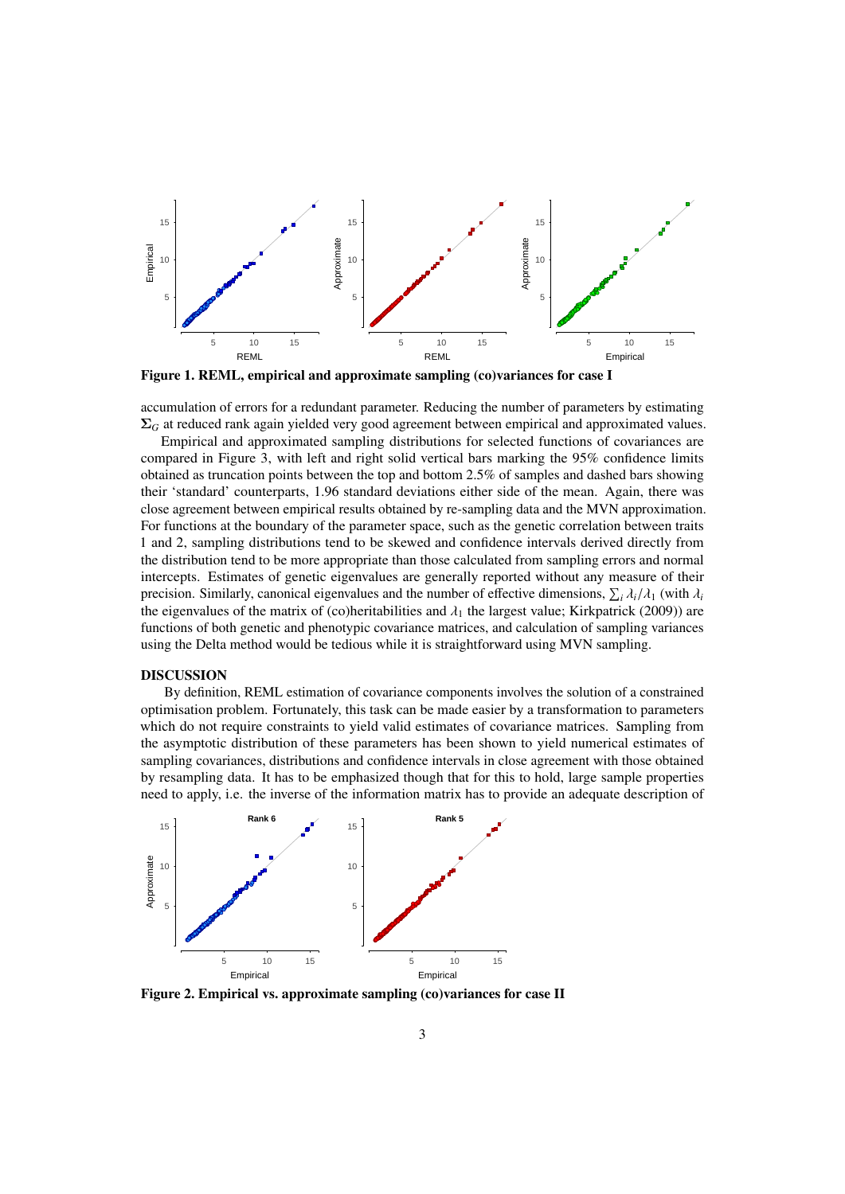Empirical

15

10

5

5 10 15

REML

Approximate

15

10

5

5 10 15

REML

Approximate

15

10

5

5 10 15

Empirical

**Figure 1. REML, empirical and approximate sampling (co)variances for case I**

accumulation of errors for a redundant parameter. Reducing the number of parameters by estimating $\boldsymbol{\Sigma}_G$ at reduced rank again yielded very good agreement between empirical and approximated values.

Empirical and approximated sampling distributions for selected functions of covariances are compared in Figure 3, with left and right solid vertical bars marking the 95% confidence limits obtained as truncation points between the top and bottom 2.5% of samples and dashed bars showing their 'standard' counterparts, 1.96 standard deviations either side of the mean. Again, there was close agreement between empirical results obtained by re-sampling data and the MVN approximation. For functions at the boundary of the parameter space, such as the genetic correlation between traits 1 and 2, sampling distributions tend to be skewed and confidence intervals derived directly from the distribution tend to be more appropriate than those calculated from sampling errors and normal intercepts. Estimates of genetic eigenvalues are generally reported without any measure of their precision. Similarly, canonical eigenvalues and the number of effective dimensions, $\sum_i \lambda_i/\lambda_1$ (with $\lambda_i$ the eigenvalues of the matrix of (co)heritabilities and $\lambda_1$ the largest value; Kirkpatrick (2009)) are functions of both genetic and phenotypic covariance matrices, and calculation of sampling variances using the Delta method would be tedious while it is straightforward using MVN sampling.

## DISCUSSION

By definition, REML estimation of covariance components involves the solution of a constrained optimisation problem. Fortunately, this task can be made easier by a transformation to parameters which do not require constraints to yield valid estimates of covariance matrices. Sampling from the asymptotic distribution of these parameters has been shown to yield numerical estimates of sampling covariances, distributions and confidence intervals in close agreement with those obtained by resampling data. It has to be emphasized though that for this to hold, large sample properties need to apply, i.e. the inverse of the information matrix has to provide an adequate description of

Rank 6

Approximate

15

10

5

5 10 15

Empirical

Rank 5

15

10

5

5 10 15

Empirical

**Figure 2. Empirical vs. approximate sampling (co)variances for case II**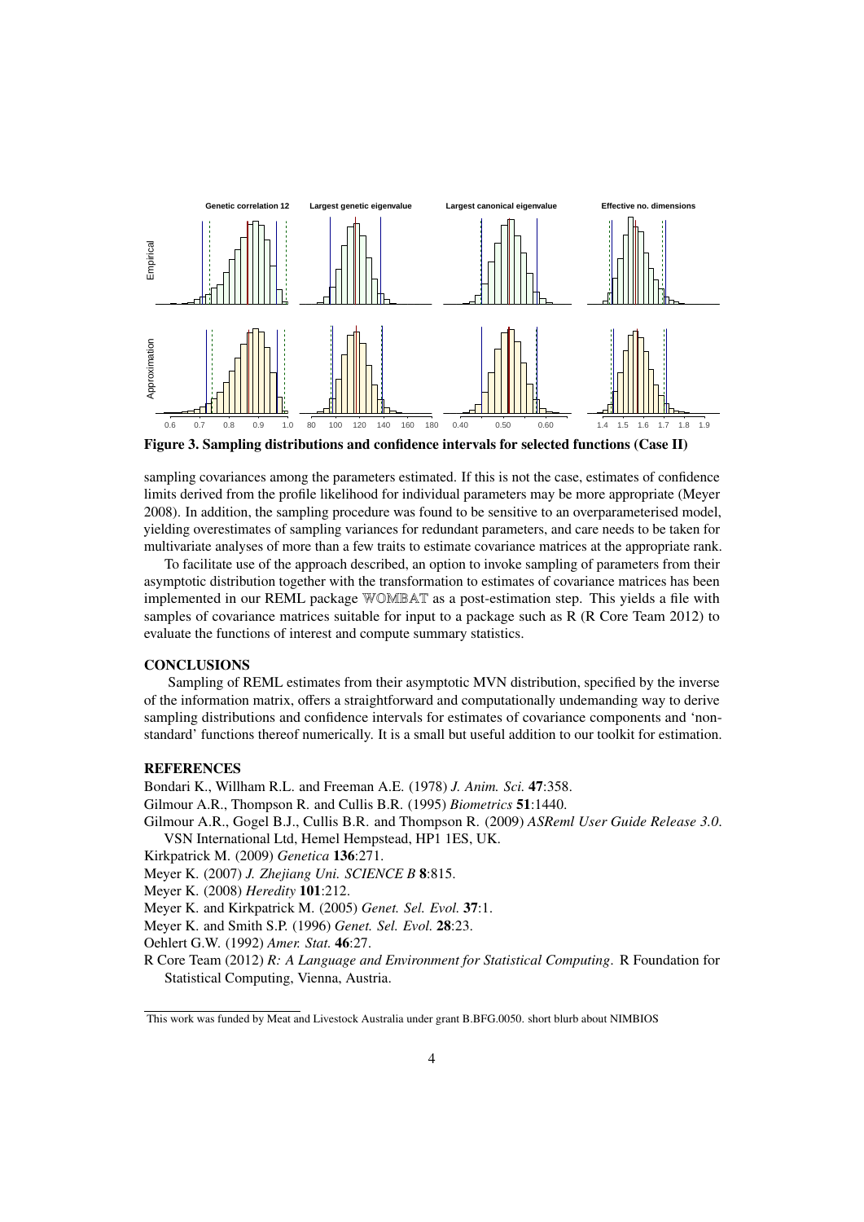Genetic correlation 12

Largest genetic eigenvalue

Largest canonical eigenvalue

Effective no. dimensions

Empirical

Approximation

0.6 0.7 0.8 0.9 1.0

80 100 120 140 160 180

0.40 0.50 0.60

1.4 1.5 1.6 1.7 1.8 1.9

**Figure 3. Sampling distributions and confidence intervals for selected functions (Case II)**

sampling covariances among the parameters estimated. If this is not the case, estimates of confidence limits derived from the profile likelihood for individual parameters may be more appropriate (Meyer 2008). In addition, the sampling procedure was found to be sensitive to an overparameterised model, yielding overestimates of sampling variances for redundant parameters, and care needs to be taken for multivariate analyses of more than a few traits to estimate covariance matrices at the appropriate rank.

To facilitate use of the approach described, an option to invoke sampling of parameters from their asymptotic distribution together with the transformation to estimates of covariance matrices has been implemented in our REML package WOMBAT as a post-estimation step. This yields a file with samples of covariance matrices suitable for input to a package such as R (R Core Team 2012) to evaluate the functions of interest and compute summary statistics.

## CONCLUSIONS

Sampling of REML estimates from their asymptotic MVN distribution, specified by the inverse of the information matrix, offers a straightforward and computationally undemanding way to derive sampling distributions and confidence intervals for estimates of covariance components and 'non-standard' functions thereof numerically. It is a small but useful addition to our toolkit for estimation.

## REFERENCES

Bondari K., Willham R.L. and Freeman A.E. (1978) *J. Anim. Sci.* **47**:358.

Gilmour A.R., Thompson R. and Cullis B.R. (1995) *Biometrics* **51**:1440.

Gilmour A.R., Gogel B.J., Cullis B.R. and Thompson R. (2009) *ASReml User Guide Release 3.0*. VSN International Ltd, Hemel Hempstead, HP1 1ES, UK.

Kirkpatrick M. (2009) *Genetica* **136**:271.

Meyer K. (2007) *J. Zhejiang Uni. SCIENCE B* **8**:815.

Meyer K. (2008) *Heredity* **101**:212.

Meyer K. and Kirkpatrick M. (2005) *Genet. Sel. Evol.* **37**:1.

Meyer K. and Smith S.P. (1996) *Genet. Sel. Evol.* **28**:23.

Oehlert G.W. (1992) *Amer. Stat.* **46**:27.

R Core Team (2012) *R: A Language and Environment for Statistical Computing*. R Foundation for Statistical Computing, Vienna, Austria.

---

This work was funded by Meat and Livestock Australia under grant B.BFG.0050. short blurb about NIMBIOS